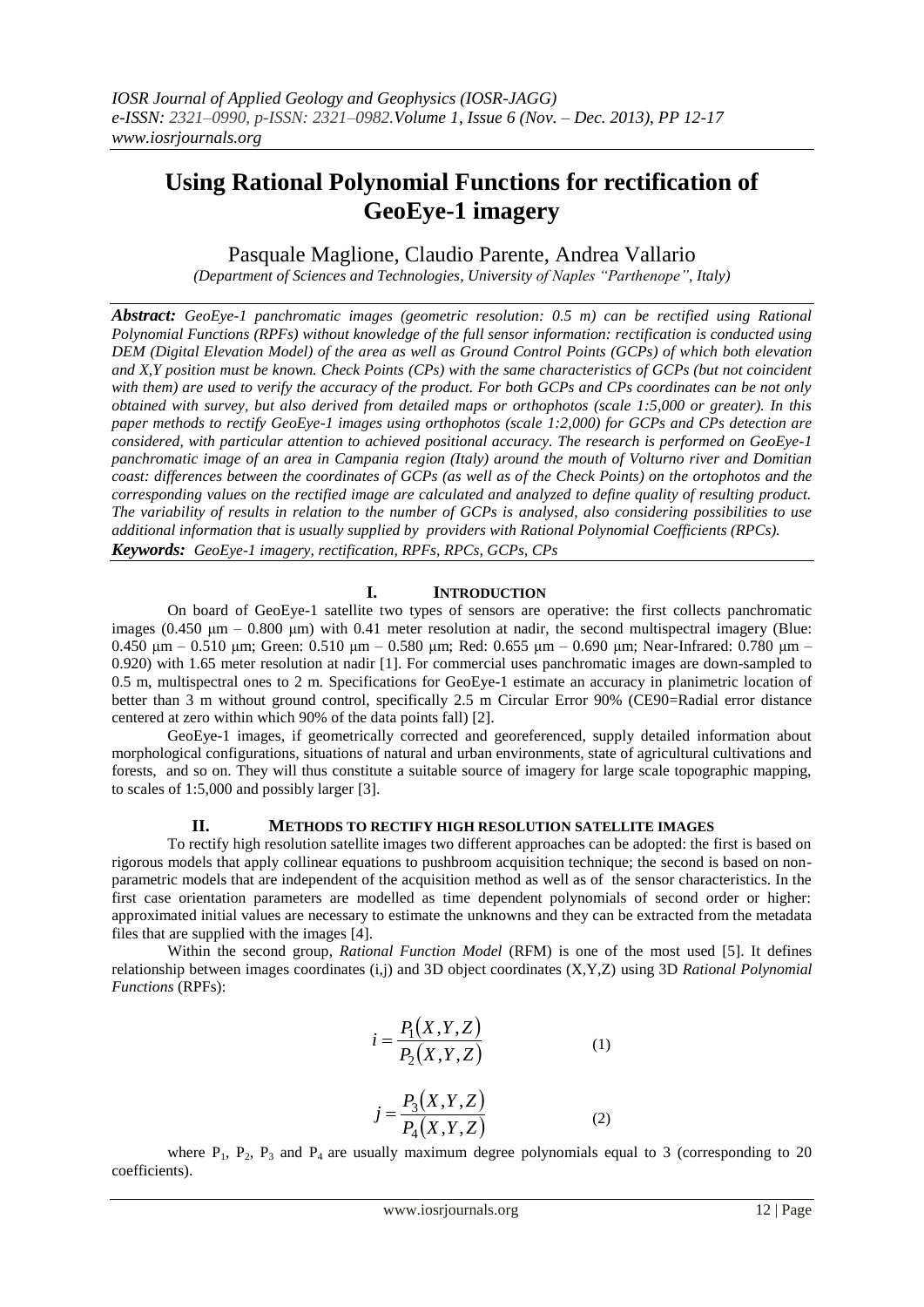# Using Rational Polynomial Functions for rectification of GeoEye-1 imagery

Pasquale Maglione, Claudio Parente, Andrea Vallario

*(Department of Sciences and Technologies, University of Naples "Parthenope", Italy)*

***Abstract:*** *GeoEye-1 panchromatic images (geometric resolution: 0.5 m) can be rectified using Rational Polynomial Functions (RPFs) without knowledge of the full sensor information: rectification is conducted using DEM (Digital Elevation Model) of the area as well as Ground Control Points (GCPs) of which both elevation and X,Y position must be known. Check Points (CPs) with the same characteristics of GCPs (but not coincident with them) are used to verify the accuracy of the product. For both GCPs and CPs coordinates can be not only obtained with survey, but also derived from detailed maps or orthophotos (scale 1:5,000 or greater). In this paper methods to rectify GeoEye-1 images using orthophotos (scale 1:2,000) for GCPs and CPs detection are considered, with particular attention to achieved positional accuracy. The research is performed on GeoEye-1 panchromatic image of an area in Campania region (Italy) around the mouth of Volturno river and Domitian coast: differences between the coordinates of GCPs (as well as of the Check Points) on the ortophotos and the corresponding values on the rectified image are calculated and analyzed to define quality of resulting product. The variability of results in relation to the number of GCPs is analysed, also considering possibilities to use additional information that is usually supplied by providers with Rational Polynomial Coefficients (RPCs).*

***Keywords:*** *GeoEye-1 imagery, rectification, RPFs, RPCs, GCPs, CPs*

## I. INTRODUCTION

On board of GeoEye-1 satellite two types of sensors are operative: the first collects panchromatic images (0.450 µm – 0.800 µm) with 0.41 meter resolution at nadir, the second multispectral imagery (Blue: 0.450 µm – 0.510 µm; Green: 0.510 µm – 0.580 µm; Red: 0.655 µm – 0.690 µm; Near-Infrared: 0.780 µm – 0.920) with 1.65 meter resolution at nadir [1]. For commercial uses panchromatic images are down-sampled to 0.5 m, multispectral ones to 2 m. Specifications for GeoEye-1 estimate an accuracy in planimetric location of better than 3 m without ground control, specifically 2.5 m Circular Error 90% (CE90=Radial error distance centered at zero within which 90% of the data points fall) [2].

GeoEye-1 images, if geometrically corrected and georeferenced, supply detailed information about morphological configurations, situations of natural and urban environments, state of agricultural cultivations and forests, and so on. They will thus constitute a suitable source of imagery for large scale topographic mapping, to scales of 1:5,000 and possibly larger [3].

## II. METHODS TO RECTIFY HIGH RESOLUTION SATELLITE IMAGES

To rectify high resolution satellite images two different approaches can be adopted: the first is based on rigorous models that apply collinear equations to pushbroom acquisition technique; the second is based on non-parametric models that are independent of the acquisition method as well as of the sensor characteristics. In the first case orientation parameters are modelled as time dependent polynomials of second order or higher: approximated initial values are necessary to estimate the unknowns and they can be extracted from the metadata files that are supplied with the images [4].

Within the second group, *Rational Function Model* (RFM) is one of the most used [5]. It defines relationship between images coordinates (i,j) and 3D object coordinates (X,Y,Z) using 3D *Rational Polynomial Functions* (RPFs):

$$i = \frac{P_1(X,Y,Z)}{P_2(X,Y,Z)} \qquad (1)$$

$$j = \frac{P_3(X,Y,Z)}{P_4(X,Y,Z)} \qquad (2)$$

where $P_1$, $P_2$, $P_3$ and $P_4$ are usually maximum degree polynomials equal to 3 (corresponding to 20 coefficients).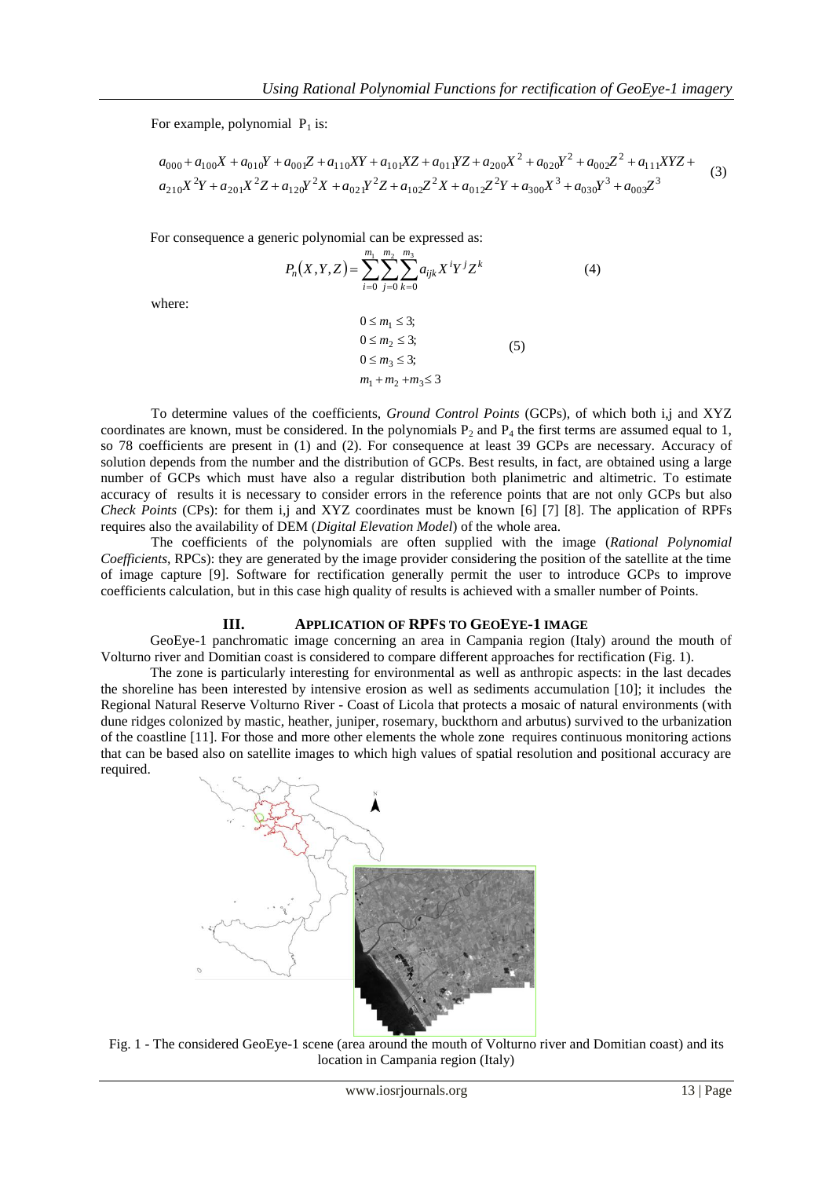For example, polynomial $P_1$ is:

$$a_{000} + a_{100}X + a_{010}Y + a_{001}Z + a_{110}XY + a_{101}XZ + a_{011}YZ + a_{200}X^2 + a_{020}Y^2 + a_{002}Z^2 + a_{111}XYZ + a_{210}X^2Y + a_{201}X^2Z + a_{120}Y^2X + a_{021}Y^2Z + a_{102}Z^2X + a_{012}Z^2Y + a_{300}X^3 + a_{030}Y^3 + a_{003}Z^3 \quad (3)$$

For consequence a generic polynomial can be expressed as:

$$P_n(X,Y,Z) = \sum_{i=0}^{m_1} \sum_{j=0}^{m_2} \sum_{k=0}^{m_3} a_{ijk} X^i Y^j Z^k \quad (4)$$

where:

$$\begin{aligned} &0 \le m_1 \le 3; \\ &0 \le m_2 \le 3; \\ &0 \le m_3 \le 3; \\ &m_1 + m_2 + m_3 \le 3 \end{aligned} \quad (5)$$

To determine values of the coefficients, *Ground Control Points* (GCPs), of which both i,j and XYZ coordinates are known, must be considered. In the polynomials $P_2$ and $P_4$ the first terms are assumed equal to 1, so 78 coefficients are present in (1) and (2). For consequence at least 39 GCPs are necessary. Accuracy of solution depends from the number and the distribution of GCPs. Best results, in fact, are obtained using a large number of GCPs which must have also a regular distribution both planimetric and altimetric. To estimate accuracy of results it is necessary to consider errors in the reference points that are not only GCPs but also *Check Points* (CPs): for them i,j and XYZ coordinates must be known [6] [7] [8]. The application of RPFs requires also the availability of DEM (*Digital Elevation Model*) of the whole area.

The coefficients of the polynomials are often supplied with the image (*Rational Polynomial Coefficients*, RPCs): they are generated by the image provider considering the position of the satellite at the time of image capture [9]. Software for rectification generally permit the user to introduce GCPs to improve coefficients calculation, but in this case high quality of results is achieved with a smaller number of Points.

## III. APPLICATION OF RPFS TO GEOEYE-1 IMAGE

GeoEye-1 panchromatic image concerning an area in Campania region (Italy) around the mouth of Volturno river and Domitian coast is considered to compare different approaches for rectification (Fig. 1).

The zone is particularly interesting for environmental as well as anthropic aspects: in the last decades the shoreline has been interested by intensive erosion as well as sediments accumulation [10]; it includes the Regional Natural Reserve Volturno River - Coast of Licola that protects a mosaic of natural environments (with dune ridges colonized by mastic, heather, juniper, rosemary, buckthorn and arbutus) survived to the urbanization of the coastline [11]. For those and more other elements the whole zone requires continuous monitoring actions that can be based also on satellite images to which high values of spatial resolution and positional accuracy are required.

Fig. 1 - The considered GeoEye-1 scene (area around the mouth of Volturno river and Domitian coast) and its location in Campania region (Italy)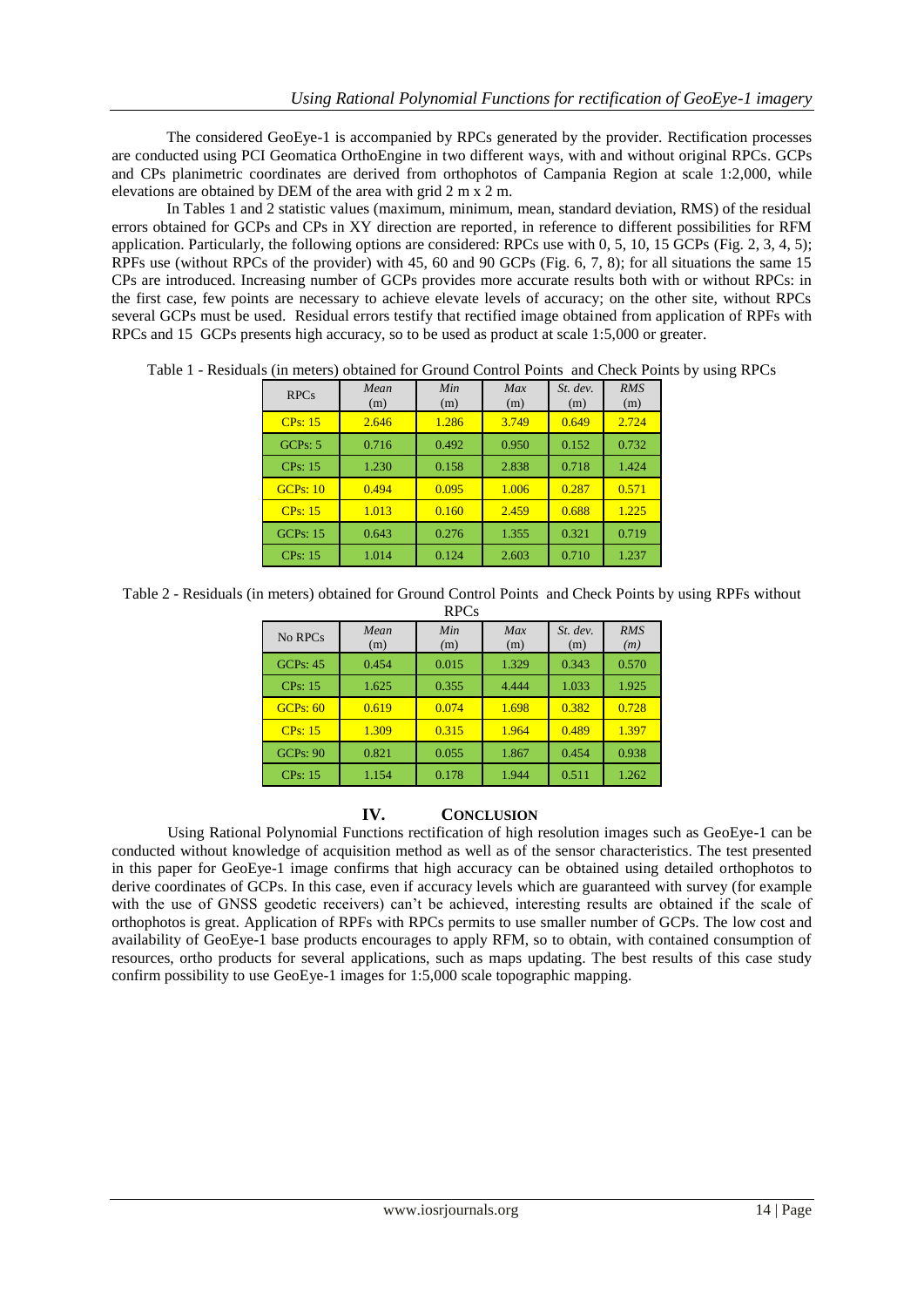The considered GeoEye-1 is accompanied by RPCs generated by the provider. Rectification processes are conducted using PCI Geomatica OrthoEngine in two different ways, with and without original RPCs. GCPs and CPs planimetric coordinates are derived from orthophotos of Campania Region at scale 1:2,000, while elevations are obtained by DEM of the area with grid 2 m x 2 m.

In Tables 1 and 2 statistic values (maximum, minimum, mean, standard deviation, RMS) of the residual errors obtained for GCPs and CPs in XY direction are reported, in reference to different possibilities for RFM application. Particularly, the following options are considered: RPCs use with 0, 5, 10, 15 GCPs (Fig. 2, 3, 4, 5); RPFs use (without RPCs of the provider) with 45, 60 and 90 GCPs (Fig. 6, 7, 8); for all situations the same 15 CPs are introduced. Increasing number of GCPs provides more accurate results both with or without RPCs: in the first case, few points are necessary to achieve elevate levels of accuracy; on the other site, without RPCs several GCPs must be used. Residual errors testify that rectified image obtained from application of RPFs with RPCs and 15 GCPs presents high accuracy, so to be used as product at scale 1:5,000 or greater.

Table 1 - Residuals (in meters) obtained for Ground Control Points and Check Points by using RPCs

| RPCs | *Mean* (m) | *Min* (m) | *Max* (m) | *St. dev.* (m) | *RMS* (m) |
|---|---|---|---|---|---|
| CPs: 15 | 2.646 | 1.286 | 3.749 | 0.649 | 2.724 |
| GCPs: 5 | 0.716 | 0.492 | 0.950 | 0.152 | 0.732 |
| CPs: 15 | 1.230 | 0.158 | 2.838 | 0.718 | 1.424 |
| GCPs: 10 | 0.494 | 0.095 | 1.006 | 0.287 | 0.571 |
| CPs: 15 | 1.013 | 0.160 | 2.459 | 0.688 | 1.225 |
| GCPs: 15 | 0.643 | 0.276 | 1.355 | 0.321 | 0.719 |
| CPs: 15 | 1.014 | 0.124 | 2.603 | 0.710 | 1.237 |

Table 2 - Residuals (in meters) obtained for Ground Control Points and Check Points by using RPFs without RPCs

| No RPCs | *Mean* (m) | *Min* (m) | *Max* (m) | *St. dev.* (m) | *RMS* (m) |
|---|---|---|---|---|---|
| GCPs: 45 | 0.454 | 0.015 | 1.329 | 0.343 | 0.570 |
| CPs: 15 | 1.625 | 0.355 | 4.444 | 1.033 | 1.925 |
| GCPs: 60 | 0.619 | 0.074 | 1.698 | 0.382 | 0.728 |
| CPs: 15 | 1.309 | 0.315 | 1.964 | 0.489 | 1.397 |
| GCPs: 90 | 0.821 | 0.055 | 1.867 | 0.454 | 0.938 |
| CPs: 15 | 1.154 | 0.178 | 1.944 | 0.511 | 1.262 |

## IV. CONCLUSION

Using Rational Polynomial Functions rectification of high resolution images such as GeoEye-1 can be conducted without knowledge of acquisition method as well as of the sensor characteristics. The test presented in this paper for GeoEye-1 image confirms that high accuracy can be obtained using detailed orthophotos to derive coordinates of GCPs. In this case, even if accuracy levels which are guaranteed with survey (for example with the use of GNSS geodetic receivers) can't be achieved, interesting results are obtained if the scale of orthophotos is great. Application of RPFs with RPCs permits to use smaller number of GCPs. The low cost and availability of GeoEye-1 base products encourages to apply RFM, so to obtain, with contained consumption of resources, ortho products for several applications, such as maps updating. The best results of this case study confirm possibility to use GeoEye-1 images for 1:5,000 scale topographic mapping.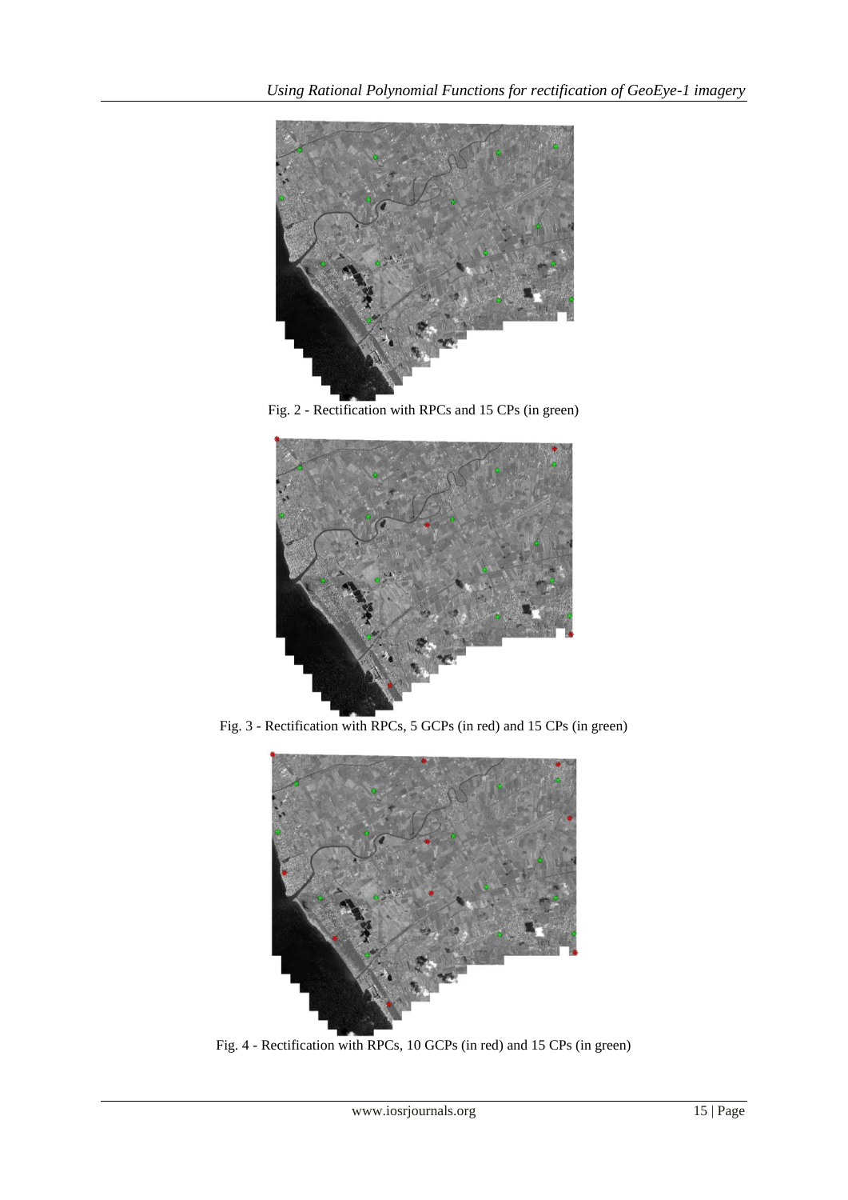Fig. 2 - Rectification with RPCs and 15 CPs (in green)

Fig. 3 - Rectification with RPCs, 5 GCPs (in red) and 15 CPs (in green)

Fig. 4 - Rectification with RPCs, 10 GCPs (in red) and 15 CPs (in green)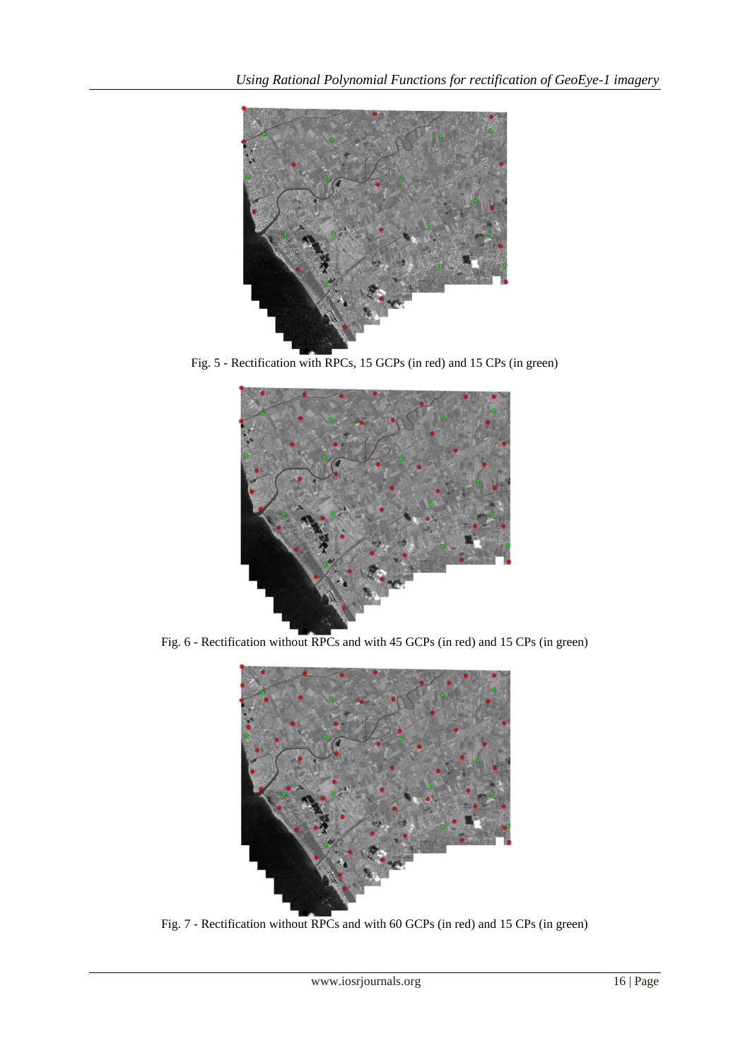Fig. 5 - Rectification with RPCs, 15 GCPs (in red) and 15 CPs (in green)

Fig. 6 - Rectification without RPCs and with 45 GCPs (in red) and 15 CPs (in green)

Fig. 7 - Rectification without RPCs and with 60 GCPs (in red) and 15 CPs (in green)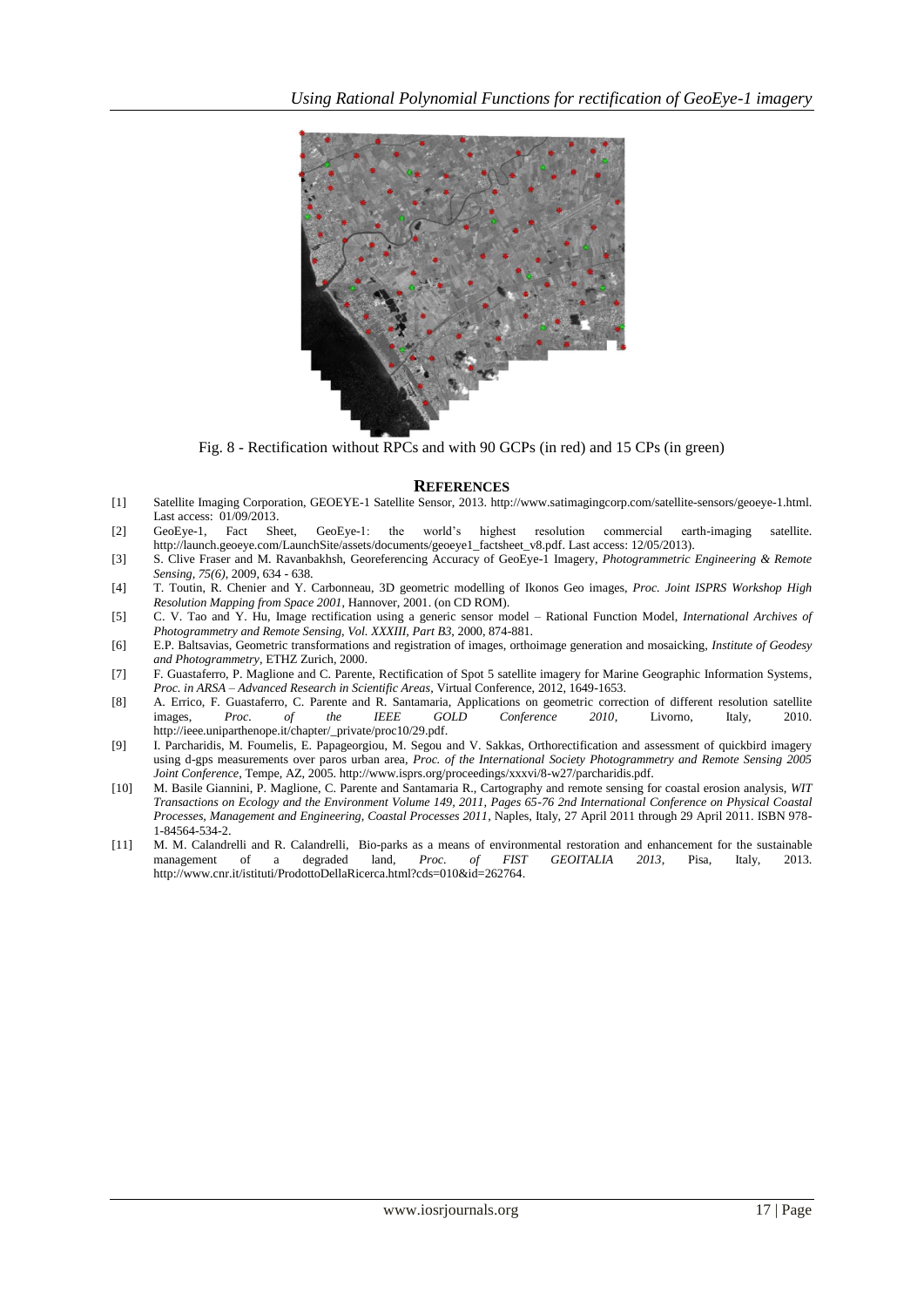Fig. 8 - Rectification without RPCs and with 90 GCPs (in red) and 15 CPs (in green)

## REFERENCES

[1] Satellite Imaging Corporation, GEOEYE-1 Satellite Sensor, 2013. http://www.satimagingcorp.com/satellite-sensors/geoeye-1.html. Last access: 01/09/2013.

[2] GeoEye-1, Fact Sheet, GeoEye-1: the world's highest resolution commercial earth-imaging satellite. http://launch.geoeye.com/LaunchSite/assets/documents/geoeye1_factsheet_v8.pdf. Last access: 12/05/2013).

[3] S. Clive Fraser and M. Ravanbakhsh, Georeferencing Accuracy of GeoEye-1 Imagery, *Photogrammetric Engineering & Remote Sensing, 75(6)*, 2009, 634 - 638.

[4] T. Toutin, R. Chenier and Y. Carbonneau, 3D geometric modelling of Ikonos Geo images, *Proc. Joint ISPRS Workshop High Resolution Mapping from Space 2001*, Hannover, 2001. (on CD ROM).

[5] C. V. Tao and Y. Hu, Image rectification using a generic sensor model – Rational Function Model, *International Archives of Photogrammetry and Remote Sensing, Vol. XXXIII, Part B3*, 2000, 874-881.

[6] E.P. Baltsavias, Geometric transformations and registration of images, orthoimage generation and mosaicking, *Institute of Geodesy and Photogrammetry*, ETHZ Zurich, 2000.

[7] F. Guastaferro, P. Maglione and C. Parente, Rectification of Spot 5 satellite imagery for Marine Geographic Information Systems, *Proc. in ARSA – Advanced Research in Scientific Areas*, Virtual Conference, 2012, 1649-1653.

[8] A. Errico, F. Guastaferro, C. Parente and R. Santamaria, Applications on geometric correction of different resolution satellite images, *Proc. of the IEEE GOLD Conference 2010*, Livorno, Italy, 2010. http://ieee.uniparthenope.it/chapter/_private/proc10/29.pdf.

[9] I. Parcharidis, M. Foumelis, E. Papageorgiou, M. Segou and V. Sakkas, Orthorectification and assessment of quickbird imagery using d-gps measurements over paros urban area, *Proc. of the International Society Photogrammetry and Remote Sensing 2005 Joint Conference*, Tempe, AZ, 2005. http://www.isprs.org/proceedings/xxxvi/8-w27/parcharidis.pdf.

[10] M. Basile Giannini, P. Maglione, C. Parente and Santamaria R., Cartography and remote sensing for coastal erosion analysis, *WIT Transactions on Ecology and the Environment Volume 149, 2011, Pages 65-76 2nd International Conference on Physical Coastal Processes, Management and Engineering, Coastal Processes 2011*, Naples, Italy, 27 April 2011 through 29 April 2011. ISBN 978-1-84564-534-2.

[11] M. M. Calandrelli and R. Calandrelli, Bio-parks as a means of environmental restoration and enhancement for the sustainable management of a degraded land, *Proc. of FIST GEOITALIA 2013*, Pisa, Italy, 2013. http://www.cnr.it/istituti/ProdottoDellaRicerca.html?cds=010&id=262764.